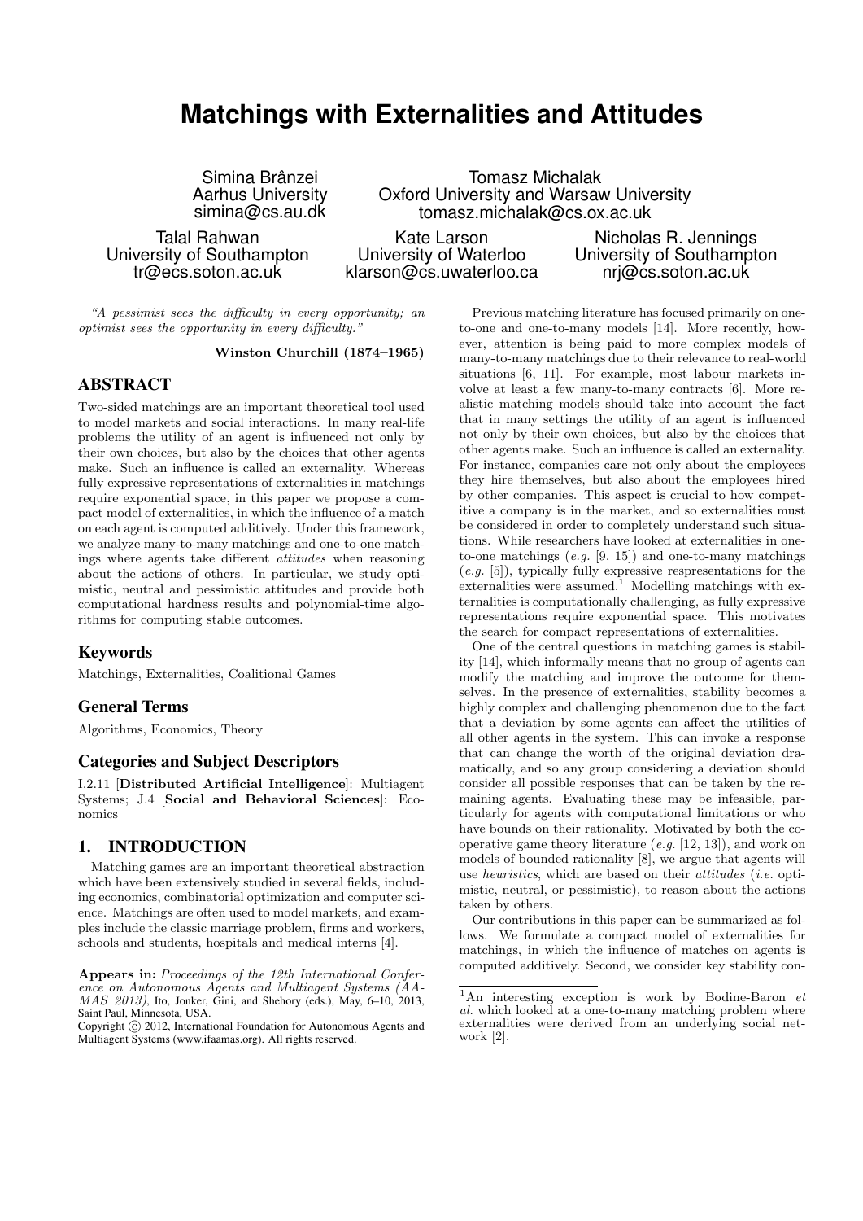# Matchings with Externalities and Attitudes

Simina Brânzei
Aarhus University
simina@cs.au.dk

Tomasz Michalak
Oxford University and Warsaw University
tomasz.michalak@cs.ox.ac.uk

Talal Rahwan
University of Southampton
tr@ecs.soton.ac.uk

Kate Larson
University of Waterloo
klarson@cs.uwaterloo.ca

Nicholas R. Jennings
University of Southampton
nrj@cs.soton.ac.uk

*"A pessimist sees the difficulty in every opportunity; an optimist sees the opportunity in every difficulty."*

**Winston Churchill (1874–1965)**

## ABSTRACT

Two-sided matchings are an important theoretical tool used to model markets and social interactions. In many real-life problems the utility of an agent is influenced not only by their own choices, but also by the choices that other agents make. Such an influence is called an externality. Whereas fully expressive representations of externalities in matchings require exponential space, in this paper we propose a compact model of externalities, in which the influence of a match on each agent is computed additively. Under this framework, we analyze many-to-many matchings and one-to-one matchings where agents take different *attitudes* when reasoning about the actions of others. In particular, we study optimistic, neutral and pessimistic attitudes and provide both computational hardness results and polynomial-time algorithms for computing stable outcomes.

### Keywords

Matchings, Externalities, Coalitional Games

### General Terms

Algorithms, Economics, Theory

### Categories and Subject Descriptors

I.2.11 [**Distributed Artificial Intelligence**]: Multiagent Systems; J.4 [**Social and Behavioral Sciences**]: Economics

## 1. INTRODUCTION

Matching games are an important theoretical abstraction which have been extensively studied in several fields, including economics, combinatorial optimization and computer science. Matchings are often used to model markets, and examples include the classic marriage problem, firms and workers, schools and students, hospitals and medical interns [4].

**Appears in:** *Proceedings of the 12th International Conference on Autonomous Agents and Multiagent Systems (AAMAS 2013)*, Ito, Jonker, Gini, and Shehory (eds.), May, 6–10, 2013, Saint Paul, Minnesota, USA.
Copyright © 2012, International Foundation for Autonomous Agents and Multiagent Systems (www.ifaamas.org). All rights reserved.

Previous matching literature has focused primarily on one-to-one and one-to-many models [14]. More recently, however, attention is being paid to more complex models of many-to-many matchings due to their relevance to real-world situations [6, 11]. For example, most labour markets involve at least a few many-to-many contracts [6]. More realistic matching models should take into account the fact that in many settings the utility of an agent is influenced not only by their own choices, but also by the choices that other agents make. Such an influence is called an externality. For instance, companies care not only about the employees they hire themselves, but also about the employees hired by other companies. This aspect is crucial to how competitive a company is in the market, and so externalities must be considered in order to completely understand such situations. While researchers have looked at externalities in one-to-one matchings (*e.g.* [9, 15]) and one-to-many matchings (*e.g.* [5]), typically fully expressive respresentations for the externalities were assumed.[1] Modelling matchings with externalities is computationally challenging, as fully expressive representations require exponential space. This motivates the search for compact representations of externalities.

One of the central questions in matching games is stability [14], which informally means that no group of agents can modify the matching and improve the outcome for themselves. In the presence of externalities, stability becomes a highly complex and challenging phenomenon due to the fact that a deviation by some agents can affect the utilities of all other agents in the system. This can invoke a response that can change the worth of the original deviation dramatically, and so any group considering a deviation should consider all possible responses that can be taken by the remaining agents. Evaluating these may be infeasible, particularly for agents with computational limitations or who have bounds on their rationality. Motivated by both the cooperative game theory literature (*e.g.* [12, 13]), and work on models of bounded rationality [8], we argue that agents will use *heuristics*, which are based on their *attitudes* (*i.e.* optimistic, neutral, or pessimistic), to reason about the actions taken by others.

Our contributions in this paper can be summarized as follows. We formulate a compact model of externalities for matchings, in which the influence of matches on agents is computed additively. Second, we consider key stability con-

[1] An interesting exception is work by Bodine-Baron *et al.* which looked at a one-to-many matching problem where externalities were derived from an underlying social network [2].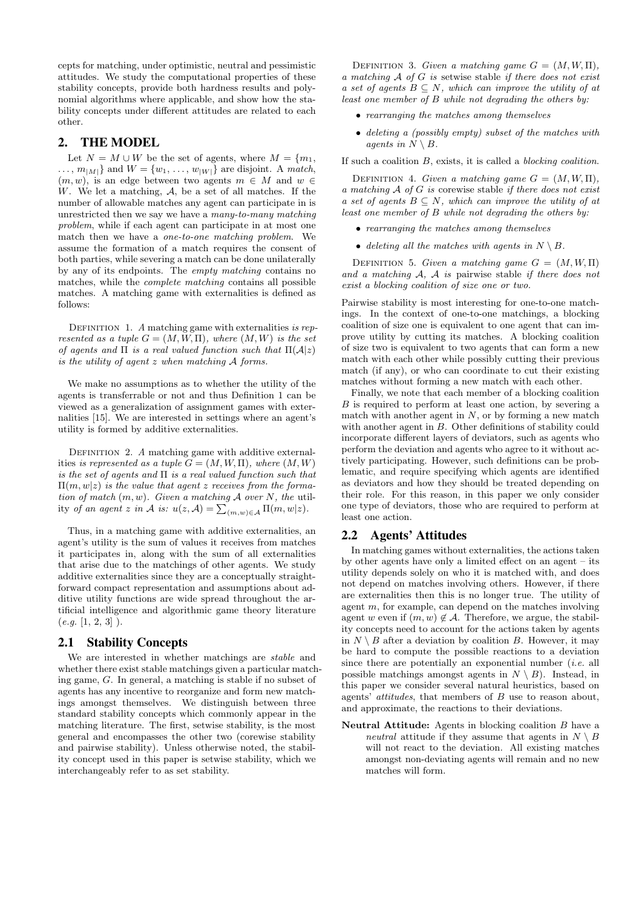cepts for matching, under optimistic, neutral and pessimistic attitudes. We study the computational properties of these stability concepts, provide both hardness results and polynomial algorithms where applicable, and show how the stability concepts under different attitudes are related to each other.

## 2. THE MODEL

Let $N = M \cup W$ be the set of agents, where $M = \{m_1, \dots, m_{|M|}\}$ and $W = \{w_1, \dots, w_{|W|}\}$ are disjoint. A *match*, $(m, w)$, is an edge between two agents $m \in M$ and $w \in W$. We let a matching, $\mathcal{A}$, be a set of all matches. If the number of allowable matches any agent can participate in is unrestricted then we say we have a *many-to-many matching problem*, while if each agent can participate in at most one match then we have a *one-to-one matching problem*. We assume the formation of a match requires the consent of both parties, while severing a match can be done unilaterally by any of its endpoints. The *empty matching* contains no matches, while the *complete matching* contains all possible matches. A matching game with externalities is defined as follows:

Definition 1. *A* matching game with externalities *is represented as a tuple $G = (M, W, \Pi)$, where $(M, W)$ is the set of agents and $\Pi$ is a real valued function such that $\Pi(\mathcal{A}|z)$ is the utility of agent $z$ when matching $\mathcal{A}$ forms.*

We make no assumptions as to whether the utility of the agents is transferrable or not and thus Definition 1 can be viewed as a generalization of assignment games with externalities [15]. We are interested in settings where an agent's utility is formed by additive externalities.

Definition 2. *A* matching game with additive externalities *is represented as a tuple $G = (M, W, \Pi)$, where $(M, W)$ is the set of agents and $\Pi$ is a real valued function such that $\Pi(m, w|z)$ is the value that agent $z$ receives from the formation of match $(m, w)$. Given a matching $\mathcal{A}$ over $N$, the* utility *of an agent $z$ in $\mathcal{A}$ is: $u(z, \mathcal{A}) = \sum_{(m,w)\in\mathcal{A}} \Pi(m, w|z)$.*

Thus, in a matching game with additive externalities, an agent's utility is the sum of values it receives from matches it participates in, along with the sum of all externalities that arise due to the matchings of other agents. We study additive externalities since they are a conceptually straightforward compact representation and assumptions about additive utility functions are wide spread throughout the artificial intelligence and algorithmic game theory literature (*e.g.* [1, 2, 3] ).

### 2.1 Stability Concepts

We are interested in whether matchings are *stable* and whether there exist stable matchings given a particular matching game, $G$. In general, a matching is stable if no subset of agents has any incentive to reorganize and form new matchings amongst themselves. We distinguish between three standard stability concepts which commonly appear in the matching literature. The first, setwise stability, is the most general and encompasses the other two (corewise stability and pairwise stability). Unless otherwise noted, the stability concept used in this paper is setwise stability, which we interchangeably refer to as set stability.

Definition 3. *Given a matching game $G = (M, W, \Pi)$, a matching $\mathcal{A}$ of $G$ is* setwise stable *if there does not exist a set of agents $B \subseteq N$, which can improve the utility of at least one member of $B$ while not degrading the others by:*

- *rearranging the matches among themselves*
- *deleting a (possibly empty) subset of the matches with agents in $N \setminus B$.*

If such a coalition $B$, exists, it is called a *blocking coalition*.

Definition 4. *Given a matching game $G = (M, W, \Pi)$, a matching $\mathcal{A}$ of $G$ is* corewise stable *if there does not exist a set of agents $B \subseteq N$, which can improve the utility of at least one member of $B$ while not degrading the others by:*

- *rearranging the matches among themselves*
- *deleting all the matches with agents in $N \setminus B$.*

Definition 5. *Given a matching game $G = (M, W, \Pi)$ and a matching $\mathcal{A}$, $\mathcal{A}$ is* pairwise stable *if there does not exist a blocking coalition of size one or two.*

Pairwise stability is most interesting for one-to-one matchings. In the context of one-to-one matchings, a blocking coalition of size one is equivalent to one agent that can improve utility by cutting its matches. A blocking coalition of size two is equivalent to two agents that can form a new match with each other while possibly cutting their previous match (if any), or who can coordinate to cut their existing matches without forming a new match with each other.

Finally, we note that each member of a blocking coalition $B$ is required to perform at least one action, by severing a match with another agent in $N$, or by forming a new match with another agent in $B$. Other definitions of stability could incorporate different layers of deviators, such as agents who perform the deviation and agents who agree to it without actively participating. However, such definitions can be problematic, and require specifying which agents are identified as deviators and how they should be treated depending on their role. For this reason, in this paper we only consider one type of deviators, those who are required to perform at least one action.

### 2.2 Agents' Attitudes

In matching games without externalities, the actions taken by other agents have only a limited effect on an agent – its utility depends solely on who it is matched with, and does not depend on matches involving others. However, if there are externalities then this is no longer true. The utility of agent $m$, for example, can depend on the matches involving agent $w$ even if $(m, w) \notin \mathcal{A}$. Therefore, we argue, the stability concepts need to account for the actions taken by agents in $N \setminus B$ after a deviation by coalition $B$. However, it may be hard to compute the possible reactions to a deviation since there are potentially an exponential number (*i.e.* all possible matchings amongst agents in $N \setminus B$). Instead, in this paper we consider several natural heuristics, based on agents' *attitudes*, that members of $B$ use to reason about, and approximate, the reactions to their deviations.

**Neutral Attitude:** Agents in blocking coalition $B$ have a *neutral* attitude if they assume that agents in $N \setminus B$ will not react to the deviation. All existing matches amongst non-deviating agents will remain and no new matches will form.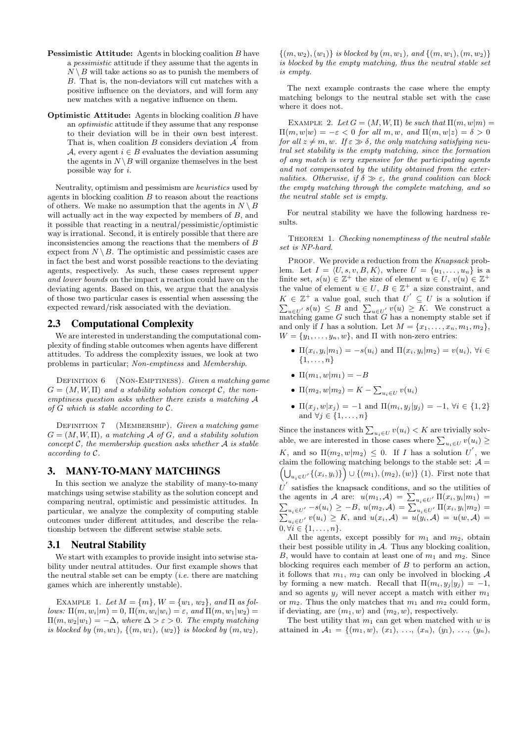**Pessimistic Attitude:** Agents in blocking coalition $B$ have a *pessimistic* attitude if they assume that the agents in $N \setminus B$ will take actions so as to punish the members of $B$. That is, the non-deviators will cut matches with a positive influence on the deviators, and will form any new matches with a negative influence on them.

**Optimistic Attitude:** Agents in blocking coalition $B$ have an *optimistic* attitude if they assume that any response to their deviation will be in their own best interest. That is, when coalition $B$ considers deviation $\mathcal{A}'$ from $\mathcal{A}$, every agent $i \in B$ evaluates the deviation assuming the agents in $N \setminus B$ will organize themselves in the best possible way for $i$.

Neutrality, optimism and pessimism are *heuristics* used by agents in blocking coalition $B$ to reason about the reactions of others. We make no assumption that the agents in $N \setminus B$ will actually act in the way expected by members of $B$, and it possible that reacting in a neutral/pessimistic/optimistic way is irrational. Second, it is entirely possible that there are inconsistencies among the reactions that the members of $B$ expect from $N \setminus B$. The optimistic and pessimistic cases are in fact the best and worst possible reactions to the deviating agents, respectively. As such, these cases represent *upper and lower bounds* on the impact a reaction could have on the deviating agents. Based on this, we argue that the analysis of those two particular cases is essential when assessing the expected reward/risk associated with the deviation.

## 2.3 Computational Complexity

We are interested in understanding the computational complexity of finding stable outcomes when agents have different attitudes. To address the complexity issues, we look at two problems in particular; *Non-emptiness* and *Membership*.

Definition 6 (Non-Emptiness). *Given a matching game $G = (M, W, \Pi)$ and a stability solution concept $\mathcal{C}$, the non-emptiness question asks whether there exists a matching $\mathcal{A}$ of $G$ which is stable according to $\mathcal{C}$.*

Definition 7 (Membership). *Given a matching game $G = (M, W, \Pi)$, a matching $\mathcal{A}$ of $G$, and a stability solution concept $\mathcal{C}$, the membership question asks whether $\mathcal{A}$ is stable according to $\mathcal{C}$.*

# 3. MANY-TO-MANY MATCHINGS

In this section we analyze the stability of many-to-many matchings using setwise stability as the solution concept and comparing neutral, optimistic and pessimistic attitudes. In particular, we analyze the complexity of computing stable outcomes under different attitudes, and describe the relationship between the different setwise stable sets.

## 3.1 Neutral Stability

We start with examples to provide insight into setwise stability under neutral attitudes. Our first example shows that the neutral stable set can be empty (*i.e.* there are matching games which are inherently unstable).

Example 1. *Let $M = \{m\}$, $W = \{w_1, w_2\}$, and $\Pi$ as follows: $\Pi(m, w_i|m) = 0$, $\Pi(m, w_i|w_i) = \varepsilon$, and $\Pi(m, w_1|w_2) = \Pi(m, w_2|w_1) = -\Delta$, where $\Delta > \varepsilon > 0$. The empty matching is blocked by $(m, w_1)$, $\{(m, w_1), (w_2)\}$ is blocked by $(m, w_2)$, $\{(m, w_2), (w_1)\}$ is blocked by $(m, w_1)$, and $\{(m, w_1), (m, w_2)\}$ is blocked by the empty matching, thus the neutral stable set is empty.*

The next example contrasts the case where the empty matching belongs to the neutral stable set with the case where it does not.

Example 2. *Let $G = (M, W, \Pi)$ be such that $\Pi(m, w|m) = \Pi(m, w|w) = -\varepsilon < 0$ for all $m, w$, and $\Pi(m, w|z) = \delta > 0$ for all $z \neq m, w$. If $\varepsilon \gg \delta$, the only matching satisfying neutral set stability is the empty matching, since the formation of any match is very expensive for the participating agents and not compensated by the utility obtained from the externalities. Otherwise, if $\delta \gg \varepsilon$, the grand coalition can block the empty matching through the complete matching, and so the neutral stable set is empty.*

For neutral stability we have the following hardness results.

Theorem 1. *Checking nonemptiness of the neutral stable set is NP-hard.*

Proof. We provide a reduction from the *Knapsack* problem. Let $I = \langle U, s, v, B, K \rangle$, where $U = \{u_1, \ldots, u_n\}$ is a finite set, $s(u) \in \mathbb{Z}^+$ the size of element $u \in U$, $v(u) \in \mathbb{Z}^+$ the value of element $u \in U$, $B \in \mathbb{Z}^+$ a size constraint, and $K \in \mathbb{Z}^+$ a value goal, such that $U' \subseteq U$ is a solution if $\sum_{u \in U'} s(u) \leq B$ and $\sum_{u \in U'} v(u) \geq K$. We construct a matching game $G$ such that $G$ has a nonempty stable set if and only if $I$ has a solution. Let $M = \{x_1, \ldots, x_n, m_1, m_2\}$, $W = \{y_1, \ldots, y_n, w\}$, and $\Pi$ with non-zero entries:

- $\Pi(x_i, y_i|m_1) = -s(u_i)$ and $\Pi(x_i, y_i|m_2) = v(u_i)$, $\forall i \in \{1, \ldots, n\}$
- $\Pi(m_1, w|m_1) = -B$
- $\Pi(m_2, w|m_2) = K - \sum_{u_i \in U} v(u_i)$
- $\Pi(x_j, w|x_j) = -1$ and $\Pi(m_i, y_j|y_j) = -1$, $\forall i \in \{1, 2\}$ and $\forall j \in \{1, \ldots, n\}$

Since the instances with $\sum_{u_i \in U} v(u_i) < K$ are trivially solvable, we are interested in those cases where $\sum_{u_i \in U} v(u_i) \geq K$, and so $\Pi(m_2, w|m_2) \leq 0$. If $I$ has a solution $U'$, we claim the following matching belongs to the stable set: $\mathcal{A} = \left(\bigcup_{u_i \in U'} \{(x_i, y_i)\}\right) \cup \{(m_1), (m_2), (w)\}$ (1). First note that $U'$ satisfies the knapsack conditions, and so the utilities of the agents in $\mathcal{A}$ are: $u(m_1, \mathcal{A}) = \sum_{u_i \in U'} \Pi(x_i, y_i|m_1) = \sum_{u_i \in U'} -s(u_i) \geq -B$, $u(m_2, \mathcal{A}) = \sum_{u_i \in U'} \Pi(x_i, y_i|m_2) = \sum_{u_i \in U'} v(u_i) \geq K$, and $u(x_i, \mathcal{A}) = u(y_i, \mathcal{A}) = u(w, \mathcal{A}) = 0, \forall i \in \{1, \ldots, n\}$.

All the agents, except possibly for $m_1$ and $m_2$, obtain their best possible utility in $\mathcal{A}$. Thus any blocking coalition, $B$, would have to contain at least one of $m_1$ and $m_2$. Since blocking requires each member of $B$ to perform an action, it follows that $m_1$, $m_2$ can only be involved in blocking $\mathcal{A}$ by forming a new match. Recall that $\Pi(m_i, y_j|y_j) = -1$, and so agents $y_j$ will never accept a match with either $m_1$ or $m_2$. Thus the only matches that $m_1$ and $m_2$ could form, if deviating, are $(m_1, w)$ and $(m_2, w)$, respectively.

The best utility that $m_1$ can get when matched with $w$ is attained in $\mathcal{A}_1 = \{(m_1, w), (x_1), \ldots, (x_n), (y_1), \ldots, (y_n),$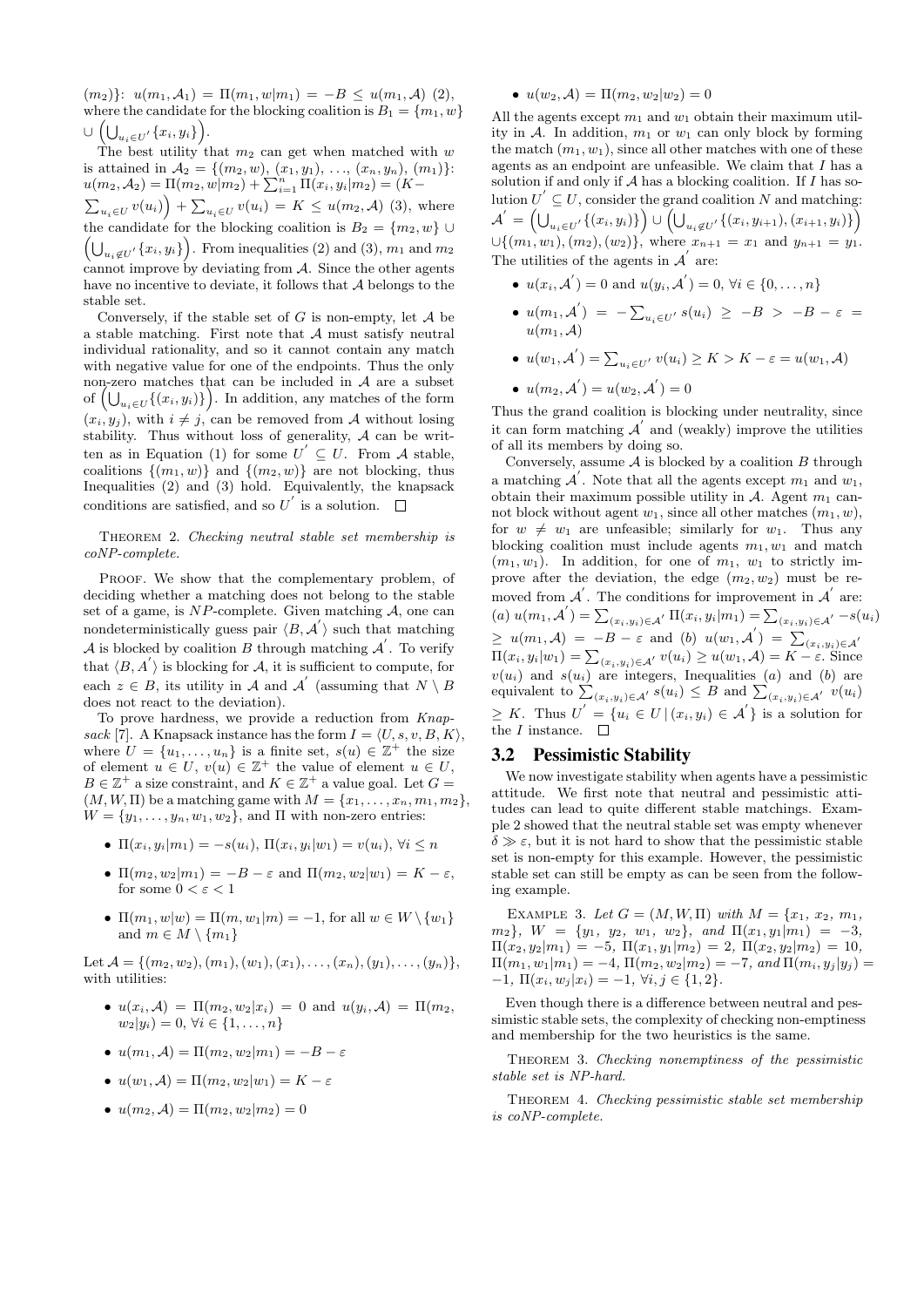$(m_2)\}$: $u(m_1, \mathcal{A}_1) = \Pi(m_1, w|m_1) = -B \leq u(m_1, \mathcal{A})$ (2), where the candidate for the blocking coalition is $B_1 = \{m_1, w\} \cup \left(\bigcup_{u_i \in U'} \{x_i, y_i\}\right)$.

The best utility that $m_2$ can get when matched with $w$ is attained in $\mathcal{A}_2 = \{(m_2, w), (x_1, y_1), \ldots, (x_n, y_n), (m_1)\}$: $u(m_2, \mathcal{A}_2) = \Pi(m_2, w|m_2) + \sum_{i=1}^{n} \Pi(x_i, y_i|m_2) = \left(K - \sum_{u_i \in U} v(u_i)\right) + \sum_{u_i \in U} v(u_i) = K \leq u(m_2, \mathcal{A})$ (3), where the candidate for the blocking coalition is $B_2 = \{m_2, w\} \cup \left(\bigcup_{u_i \notin U'} \{x_i, y_i\}\right)$. From inequalities (2) and (3), $m_1$ and $m_2$ cannot improve by deviating from $\mathcal{A}$. Since the other agents have no incentive to deviate, it follows that $\mathcal{A}$ belongs to the stable set.

Conversely, if the stable set of $G$ is non-empty, let $\mathcal{A}$ be a stable matching. First note that $\mathcal{A}$ must satisfy neutral individual rationality, and so it cannot contain any match with negative value for one of the endpoints. Thus the only non-zero matches that can be included in $\mathcal{A}$ are a subset of $\left(\bigcup_{u_i \in U} \{(x_i, y_i)\}\right)$. In addition, any matches of the form $(x_i, y_j)$, with $i \neq j$, can be removed from $\mathcal{A}$ without losing stability. Thus without loss of generality, $\mathcal{A}$ can be written as in Equation (1) for some $U' \subseteq U$. From $\mathcal{A}$ stable, coalitions $\{(m_1, w)\}$ and $\{(m_2, w)\}$ are not blocking, thus Inequalities (2) and (3) hold. Equivalently, the knapsack conditions are satisfied, and so $U'$ is a solution. $\square$

Theorem 2. *Checking neutral stable set membership is coNP-complete.*

Proof. We show that the complementary problem, of deciding whether a matching does not belong to the stable set of a game, is $NP$-complete. Given matching $\mathcal{A}$, one can nondeterministically guess pair $\langle B, \mathcal{A}' \rangle$ such that matching $\mathcal{A}$ is blocked by coalition $B$ through matching $\mathcal{A}'$. To verify that $\langle B, A' \rangle$ is blocking for $\mathcal{A}$, it is sufficient to compute, for each $z \in B$, its utility in $\mathcal{A}$ and $\mathcal{A}'$ (assuming that $N \setminus B$ does not react to the deviation).

To prove hardness, we provide a reduction from *Knapsack* [7]. A Knapsack instance has the form $I = \langle U, s, v, B, K \rangle$, where $U = \{u_1, \ldots, u_n\}$ is a finite set, $s(u) \in \mathbb{Z}^+$ the size of element $u \in U$, $v(u) \in \mathbb{Z}^+$ the value of element $u \in U$, $B \in \mathbb{Z}^+$ a size constraint, and $K \in \mathbb{Z}^+$ a value goal. Let $G = (M, W, \Pi)$ be a matching game with $M = \{x_1, \ldots, x_n, m_1, m_2\}$, $W = \{y_1, \ldots, y_n, w_1, w_2\}$, and $\Pi$ with non-zero entries:

- $\Pi(x_i, y_i|m_1) = -s(u_i)$, $\Pi(x_i, y_i|w_1) = v(u_i)$, $\forall i \leq n$
- $\Pi(m_2, w_2|m_1) = -B - \varepsilon$ and $\Pi(m_2, w_2|w_1) = K - \varepsilon$, for some $0 < \varepsilon < 1$
- $\Pi(m_1, w|w) = \Pi(m, w_1|m) = -1$, for all $w \in W \setminus \{w_1\}$ and $m \in M \setminus \{m_1\}$

Let $\mathcal{A} = \{(m_2, w_2), (m_1), (w_1), (x_1), \ldots, (x_n), (y_1), \ldots, (y_n)\}$, with utilities:

- $u(x_i, \mathcal{A}) = \Pi(m_2, w_2|x_i) = 0$ and $u(y_i, \mathcal{A}) = \Pi(m_2, w_2|y_i) = 0$, $\forall i \in \{1, \ldots, n\}$
- $u(m_1, \mathcal{A}) = \Pi(m_2, w_2|m_1) = -B - \varepsilon$
- $u(w_1, \mathcal{A}) = \Pi(m_2, w_2|w_1) = K - \varepsilon$
- $u(m_2, \mathcal{A}) = \Pi(m_2, w_2|m_2) = 0$
- $u(w_2, \mathcal{A}) = \Pi(m_2, w_2|w_2) = 0$

All the agents except $m_1$ and $w_1$ obtain their maximum utility in $\mathcal{A}$. In addition, $m_1$ or $w_1$ can only block by forming the match $(m_1, w_1)$, since all other matches with one of these agents as an endpoint are unfeasible. We claim that $I$ has a solution if and only if $\mathcal{A}$ has a blocking coalition. If $I$ has solution $U' \subseteq U$, consider the grand coalition $N$ and matching: $\mathcal{A}' = \left(\bigcup_{u_i \in U'} \{(x_i, y_i)\}\right) \cup \left(\bigcup_{u_i \notin U'} \{(x_i, y_{i+1}), (x_{i+1}, y_i)\}\right) \cup \{(m_1, w_1), (m_2), (w_2)\}$, where $x_{n+1} = x_1$ and $y_{n+1} = y_1$. The utilities of the agents in $\mathcal{A}'$ are:

- $u(x_i, \mathcal{A}') = 0$ and $u(y_i, \mathcal{A}') = 0$, $\forall i \in \{0, \ldots, n\}$
- $u(m_1, \mathcal{A}') = -\sum_{u_i \in U'} s(u_i) \geq -B > -B - \varepsilon = u(m_1, \mathcal{A})$
- $u(w_1, \mathcal{A}') = \sum_{u_i \in U'} v(u_i) \geq K > K - \varepsilon = u(w_1, \mathcal{A})$
- $u(m_2, \mathcal{A}') = u(w_2, \mathcal{A}') = 0$

Thus the grand coalition is blocking under neutrality, since it can form matching $\mathcal{A}'$ and (weakly) improve the utilities of all its members by doing so.

Conversely, assume $\mathcal{A}$ is blocked by a coalition $B$ through a matching $\mathcal{A}'$. Note that all the agents except $m_1$ and $w_1$, obtain their maximum possible utility in $\mathcal{A}$. Agent $m_1$ cannot block without agent $w_1$, since all other matches $(m_1, w)$, for $w \neq w_1$ are unfeasible; similarly for $w_1$. Thus any blocking coalition must include agents $m_1, w_1$ and match $(m_1, w_1)$. In addition, for one of $m_1$, $w_1$ to strictly improve after the deviation, the edge $(m_2, w_2)$ must be removed from $\mathcal{A}'$. The conditions for improvement in $\mathcal{A}'$ are: (*a*) $u(m_1, \mathcal{A}') = \sum_{(x_i, y_i) \in \mathcal{A}'} \Pi(x_i, y_i|m_1) = \sum_{(x_i, y_i) \in \mathcal{A}'} -s(u_i) \geq u(m_1, \mathcal{A}) = -B - \varepsilon$ and (*b*) $u(w_1, \mathcal{A}') = \sum_{(x_i, y_i) \in \mathcal{A}'} \Pi(x_i, y_i|w_1) = \sum_{(x_i, y_i) \in \mathcal{A}'} v(u_i) \geq u(w_1, \mathcal{A}) = K - \varepsilon$. Since $v(u_i)$ and $s(u_i)$ are integers, Inequalities (*a*) and (*b*) are equivalent to $\sum_{(x_i, y_i) \in \mathcal{A}'} s(u_i) \leq B$ and $\sum_{(x_i, y_i) \in \mathcal{A}'} v(u_i) \geq K$. Thus $U' = \{u_i \in U \,|\, (x_i, y_i) \in \mathcal{A}'\}$ is a solution for the $I$ instance. $\square$

### 3.2 Pessimistic Stability

We now investigate stability when agents have a pessimistic attitude. We first note that neutral and pessimistic attitudes can lead to quite different stable matchings. Example 2 showed that the neutral stable set was empty whenever $\delta \gg \varepsilon$, but it is not hard to show that the pessimistic stable set is non-empty for this example. However, the pessimistic stable set can still be empty as can be seen from the following example.

Example 3. *Let $G = (M, W, \Pi)$ with $M = \{x_1, x_2, m_1, m_2\}$, $W = \{y_1, y_2, w_1, w_2\}$, and $\Pi(x_1, y_1|m_1) = -3$, $\Pi(x_2, y_2|m_1) = -5$, $\Pi(x_1, y_1|m_2) = 2$, $\Pi(x_2, y_2|m_2) = 10$, $\Pi(m_1, w_1|m_1) = -4$, $\Pi(m_2, w_2|m_2) = -7$, and $\Pi(m_i, y_j|y_j) = -1$, $\Pi(x_i, w_j|x_i) = -1$, $\forall i, j \in \{1, 2\}$.*

Even though there is a difference between neutral and pessimistic stable sets, the complexity of checking non-emptiness and membership for the two heuristics is the same.

Theorem 3. *Checking nonemptiness of the pessimistic stable set is NP-hard.*

Theorem 4. *Checking pessimistic stable set membership is coNP-complete.*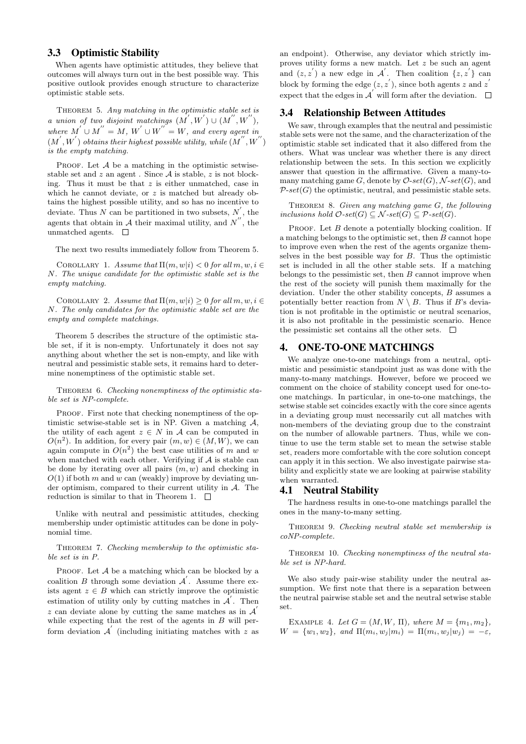### 3.3 Optimistic Stability

When agents have optimistic attitudes, they believe that outcomes will always turn out in the best possible way. This positive outlook provides enough structure to characterize optimistic stable sets.

THEOREM 5. *Any matching in the optimistic stable set is a union of two disjoint matchings $(M^{'}, W^{'}) \cup (M^{''}, W^{''})$, where $M^{'} \cup M^{''} = M$, $W^{'} \cup W^{''} = W$, and every agent in $(M^{'}, W^{'})$ obtains their highest possible utility, while $(M^{''}, W^{''})$ is the empty matching.*

PROOF. Let $\mathcal{A}$ be a matching in the optimistic setwise-stable set and $z$ an agent . Since $\mathcal{A}$ is stable, $z$ is not blocking. Thus it must be that $z$ is either unmatched, case in which he cannot deviate, or $z$ is matched but already obtains the highest possible utility, and so has no incentive to deviate. Thus $N$ can be partitioned in two subsets, $N^{'}$, the agents that obtain in $\mathcal{A}$ their maximal utility, and $N^{''}$, the unmatched agents. $\square$

The next two results immediately follow from Theorem 5.

COROLLARY 1. *Assume that $\Pi(m, w|i) < 0$ for all $m, w, i \in N$. The unique candidate for the optimistic stable set is the empty matching.*

COROLLARY 2. *Assume that $\Pi(m, w|i) \geq 0$ for all $m, w, i \in N$. The only candidates for the optimistic stable set are the empty and complete matchings.*

Theorem 5 describes the structure of the optimistic stable set, if it is non-empty. Unfortunately it does not say anything about whether the set is non-empty, and like with neutral and pessimistic stable sets, it remains hard to determine nonemptiness of the optimistic stable set.

THEOREM 6. *Checking nonemptiness of the optimistic stable set is NP-complete.*

PROOF. First note that checking nonemptiness of the optimistic setwise-stable set is in NP. Given a matching $\mathcal{A}$, the utility of each agent $z \in N$ in $\mathcal{A}$ can be computed in $O(n^2)$. In addition, for every pair $(m, w) \in (M, W)$, we can again compute in $O(n^2)$ the best case utilities of $m$ and $w$ when matched with each other. Verifying if $\mathcal{A}$ is stable can be done by iterating over all pairs $(m, w)$ and checking in $O(1)$ if both $m$ and $w$ can (weakly) improve by deviating under optimism, compared to their current utility in $\mathcal{A}$. The reduction is similar to that in Theorem 1. $\square$

Unlike with neutral and pessimistic attitudes, checking membership under optimistic attitudes can be done in polynomial time.

THEOREM 7. *Checking membership to the optimistic stable set is in P.*

PROOF. Let $\mathcal{A}$ be a matching which can be blocked by a coalition $B$ through some deviation $\mathcal{A}^{'}$. Assume there exists agent $z \in B$ which can strictly improve the optimistic estimation of utility only by cutting matches in $\mathcal{A}^{'}$. Then $z$ can deviate alone by cutting the same matches as in $\mathcal{A}^{'}$ while expecting that the rest of the agents in $B$ will perform deviation $\mathcal{A}^{'}$ (including initiating matches with $z$ as an endpoint). Otherwise, any deviator which strictly improves utility forms a new match. Let $z$ be such an agent and $(z, z^{'})$ a new edge in $\mathcal{A}^{'}$. Then coalition $\{z, z^{'}\}$ can block by forming the edge $(z, z^{'})$, since both agents $z$ and $z^{'}$ expect that the edges in $\mathcal{A}^{'}$ will form after the deviation. $\square$

### 3.4 Relationship Between Attitudes

We saw, through examples that the neutral and pessimistic stable sets were not the same, and the characterization of the optimistic stable set indicated that it also differed from the others. What was unclear was whether there is any direct relationship between the sets. In this section we explicitly answer that question in the affirmative. Given a many-to-many matching game $G$, denote by $\mathcal{O}\text{-}set(G)$, $\mathcal{N}\text{-}set(G)$, and $\mathcal{P}\text{-}set(G)$ the optimistic, neutral, and pessimistic stable sets.

THEOREM 8. *Given any matching game $G$, the following inclusions hold $\mathcal{O}\text{-}set(G) \subseteq \mathcal{N}\text{-}set(G) \subseteq \mathcal{P}\text{-}set(G)$.*

PROOF. Let $B$ denote a potentially blocking coalition. If a matching belongs to the optimistic set, then $B$ cannot hope to improve even when the rest of the agents organize themselves in the best possible way for $B$. Thus the optimistic set is included in all the other stable sets. If a matching belongs to the pessimistic set, then $B$ cannot improve when the rest of the society will punish them maximally for the deviation. Under the other stability concepts, $B$ assumes a potentially better reaction from $N \setminus B$. Thus if $B$'s deviation is not profitable in the optimistic or neutral scenarios, it is also not profitable in the pessimistic scenario. Hence the pessimistic set contains all the other sets. $\square$

## 4. ONE-TO-ONE MATCHINGS

We analyze one-to-one matchings from a neutral, optimistic and pessimistic standpoint just as was done with the many-to-many matchings. However, before we proceed we comment on the choice of stability concept used for one-to-one matchings. In particular, in one-to-one matchings, the setwise stable set coincides exactly with the core since agents in a deviating group must necessarily cut all matches with non-members of the deviating group due to the constraint on the number of allowable partners. Thus, while we continue to use the term stable set to mean the setwise stable set, readers more comfortable with the core solution concept can apply it in this section. We also investigate pairwise stability and explicitly state we are looking at pairwise stability when warranted.

### 4.1 Neutral Stability

The hardness results in one-to-one matchings parallel the ones in the many-to-many setting.

THEOREM 9. *Checking neutral stable set membership is coNP-complete.*

THEOREM 10. *Checking nonemptiness of the neutral stable set is NP-hard.*

We also study pair-wise stability under the neutral assumption. We first note that there is a separation between the neutral pairwise stable set and the neutral setwise stable set.

EXAMPLE 4. *Let $G = (M, W, \Pi)$, where $M = \{m_1, m_2\}$, $W = \{w_1, w_2\}$, and $\Pi(m_i, w_j|m_i) = \Pi(m_i, w_j|w_j) = -\varepsilon$,*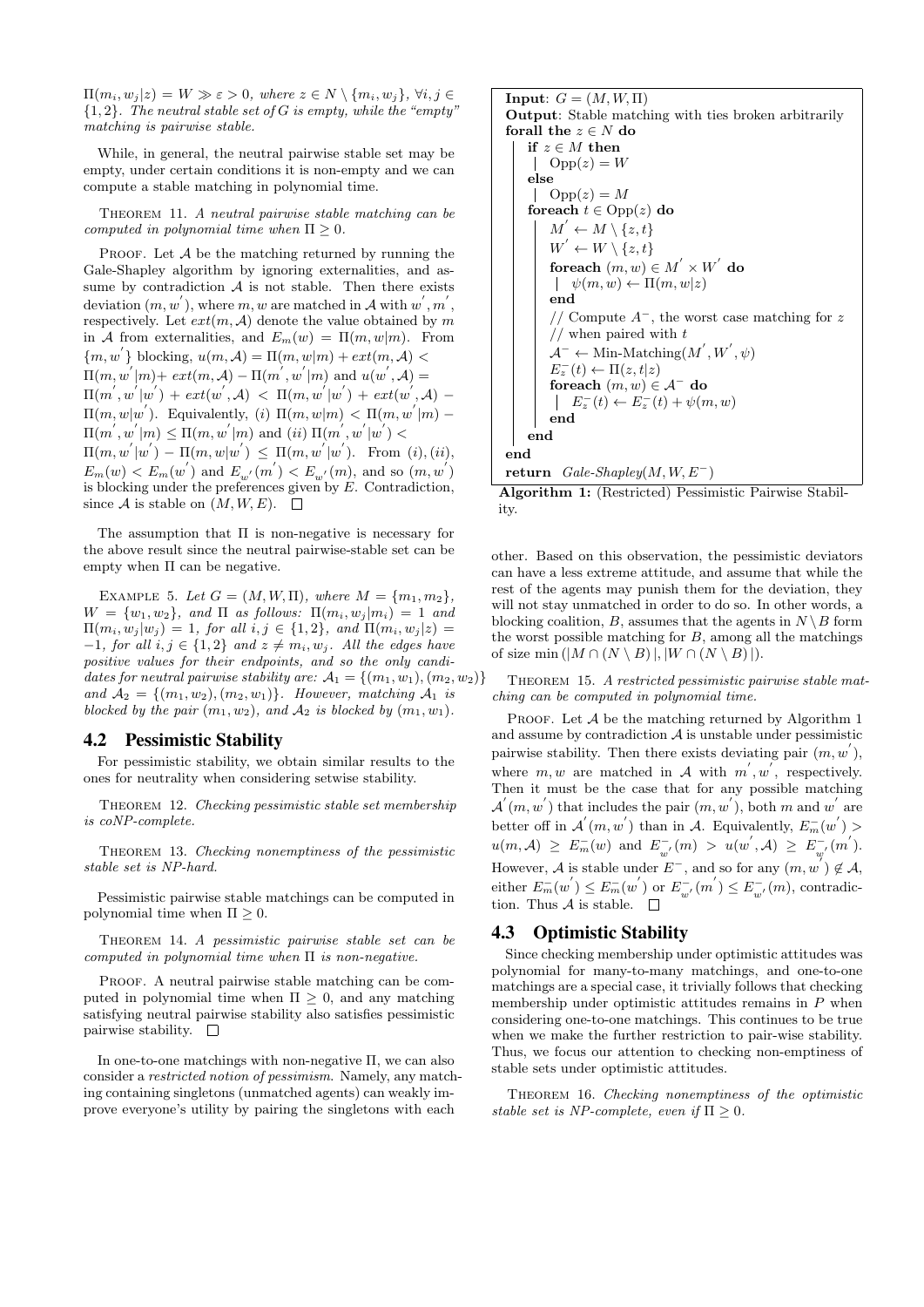$\Pi(m_i, w_j|z) = W \gg \varepsilon > 0$, where $z \in N \setminus \{m_i, w_j\}$, $\forall i, j \in \{1, 2\}$. The neutral stable set of $G$ is empty, while the "empty" matching is pairwise stable.

While, in general, the neutral pairwise stable set may be empty, under certain conditions it is non-empty and we can compute a stable matching in polynomial time.

THEOREM 11. *A neutral pairwise stable matching can be computed in polynomial time when $\Pi \geq 0$.*

PROOF. Let $\mathcal{A}$ be the matching returned by running the Gale-Shapley algorithm by ignoring externalities, and assume by contradiction $\mathcal{A}$ is not stable. Then there exists deviation $(m, w')$, where $m, w$ are matched in $\mathcal{A}$ with $w', m'$, respectively. Let $ext(m, \mathcal{A})$ denote the value obtained by $m$ in $\mathcal{A}$ from externalities, and $E_m(w) = \Pi(m, w|m)$. From $\{m, w'\}$ blocking, $u(m, \mathcal{A}) = \Pi(m, w|m) + ext(m, \mathcal{A}) < \Pi(m, w'|m) + ext(m, \mathcal{A}) - \Pi(m', w'|m)$ and $u(w', \mathcal{A}) = \Pi(m', w'|w') + ext(w', \mathcal{A}) < \Pi(m, w'|w') + ext(w', \mathcal{A}) - \Pi(m, w|w')$. Equivalently, (*i*) $\Pi(m, w|m) < \Pi(m, w'|m) - \Pi(m', w'|m) \leq \Pi(m, w'|m)$ and (*ii*) $\Pi(m', w'|w') < \Pi(m, w'|w') - \Pi(m, w|w') \leq \Pi(m, w'|w')$. From (*i*), (*ii*), $E_m(w) < E_m(w')$ and $E_{w'}(m') < E_{w'}(m)$, and so $(m, w')$ is blocking under the preferences given by $E$. Contradiction, since $\mathcal{A}$ is stable on $(M, W, E)$. $\square$

The assumption that $\Pi$ is non-negative is necessary for the above result since the neutral pairwise-stable set can be empty when $\Pi$ can be negative.

EXAMPLE 5. *Let $G = (M, W, \Pi)$, where $M = \{m_1, m_2\}$, $W = \{w_1, w_2\}$, and $\Pi$ as follows: $\Pi(m_i, w_j|m_i) = 1$ and $\Pi(m_i, w_j|w_j) = 1$, for all $i, j \in \{1, 2\}$, and $\Pi(m_i, w_j|z) = -1$, for all $i, j \in \{1, 2\}$ and $z \neq m_i, w_j$. All the edges have positive values for their endpoints, and so the only candidates for neutral pairwise stability are: $\mathcal{A}_1 = \{(m_1, w_1), (m_2, w_2)\}$ and $\mathcal{A}_2 = \{(m_1, w_2), (m_2, w_1)\}$. However, matching $\mathcal{A}_1$ is blocked by the pair $(m_1, w_2)$, and $\mathcal{A}_2$ is blocked by $(m_1, w_1)$.*

## 4.2 Pessimistic Stability

For pessimistic stability, we obtain similar results to the ones for neutrality when considering setwise stability.

THEOREM 12. *Checking pessimistic stable set membership is coNP-complete.*

THEOREM 13. *Checking nonemptiness of the pessimistic stable set is NP-hard.*

Pessimistic pairwise stable matchings can be computed in polynomial time when $\Pi \geq 0$.

THEOREM 14. *A pessimistic pairwise stable set can be computed in polynomial time when $\Pi$ is non-negative.*

PROOF. A neutral pairwise stable matching can be computed in polynomial time when $\Pi \geq 0$, and any matching satisfying neutral pairwise stability also satisfies pessimistic pairwise stability. $\square$

In one-to-one matchings with non-negative $\Pi$, we can also consider a *restricted notion of pessimism*. Namely, any matching containing singletons (unmatched agents) can weakly improve everyone's utility by pairing the singletons with each other. Based on this observation, the pessimistic deviators can have a less extreme attitude, and assume that while the rest of the agents may punish them for the deviation, they will not stay unmatched in order to do so. In other words, a blocking coalition, $B$, assumes that the agents in $N \setminus B$ form the worst possible matching for $B$, among all the matchings of size $\min(|M \cap (N \setminus B)|, |W \cap (N \setminus B)|)$.

```
Input: G = (M, W, Π)
Output: Stable matching with ties broken arbitrarily
forall the z ∈ N do
    if z ∈ M then
        Opp(z) = W
    else
        Opp(z) = M
    foreach t ∈ Opp(z) do
        M' ← M \ {z, t}
        W' ← W \ {z, t}
        foreach (m, w) ∈ M' × W' do
            ψ(m, w) ← Π(m, w|z)
        end
        // Compute A⁻, the worst case matching for z
        // when paired with t
        A⁻ ← Min-Matching(M', W', ψ)
        E⁻_z(t) ← Π(z, t|z)
        foreach (m, w) ∈ A⁻ do
            E⁻_z(t) ← E⁻_z(t) + ψ(m, w)
        end
    end
end
return Gale-Shapley(M, W, E⁻)
```

**Algorithm 1:** (Restricted) Pessimistic Pairwise Stability.

THEOREM 15. *A restricted pessimistic pairwise stable matching can be computed in polynomial time.*

PROOF. Let $\mathcal{A}$ be the matching returned by Algorithm 1 and assume by contradiction $\mathcal{A}$ is unstable under pessimistic pairwise stability. Then there exists deviating pair $(m, w')$, where $m, w$ are matched in $\mathcal{A}$ with $m', w'$, respectively. Then it must be the case that for any possible matching $\mathcal{A}'(m, w')$ that includes the pair $(m, w')$, both $m$ and $w'$ are better off in $\mathcal{A}'(m, w')$ than in $\mathcal{A}$. Equivalently, $E^-_m(w') > u(m, \mathcal{A}) \geq E^-_m(w)$ and $E^-_{w'}(m) > u(w', \mathcal{A}) \geq E^-_{w'}(m')$. However, $\mathcal{A}$ is stable under $E^-$, and so for any $(m, w') \notin \mathcal{A}$, either $E^-_m(w') \leq E^-_m(w')$ or $E^-_{w'}(m') \leq E^-_{w'}(m)$, contradiction. Thus $\mathcal{A}$ is stable. $\square$

## 4.3 Optimistic Stability

Since checking membership under optimistic attitudes was polynomial for many-to-many matchings, and one-to-one matchings are a special case, it trivially follows that checking membership under optimistic attitudes remains in $P$ when considering one-to-one matchings. This continues to be true when we make the further restriction to pair-wise stability. Thus, we focus our attention to checking non-emptiness of stable sets under optimistic attitudes.

THEOREM 16. *Checking nonemptiness of the optimistic stable set is NP-complete, even if $\Pi \geq 0$.*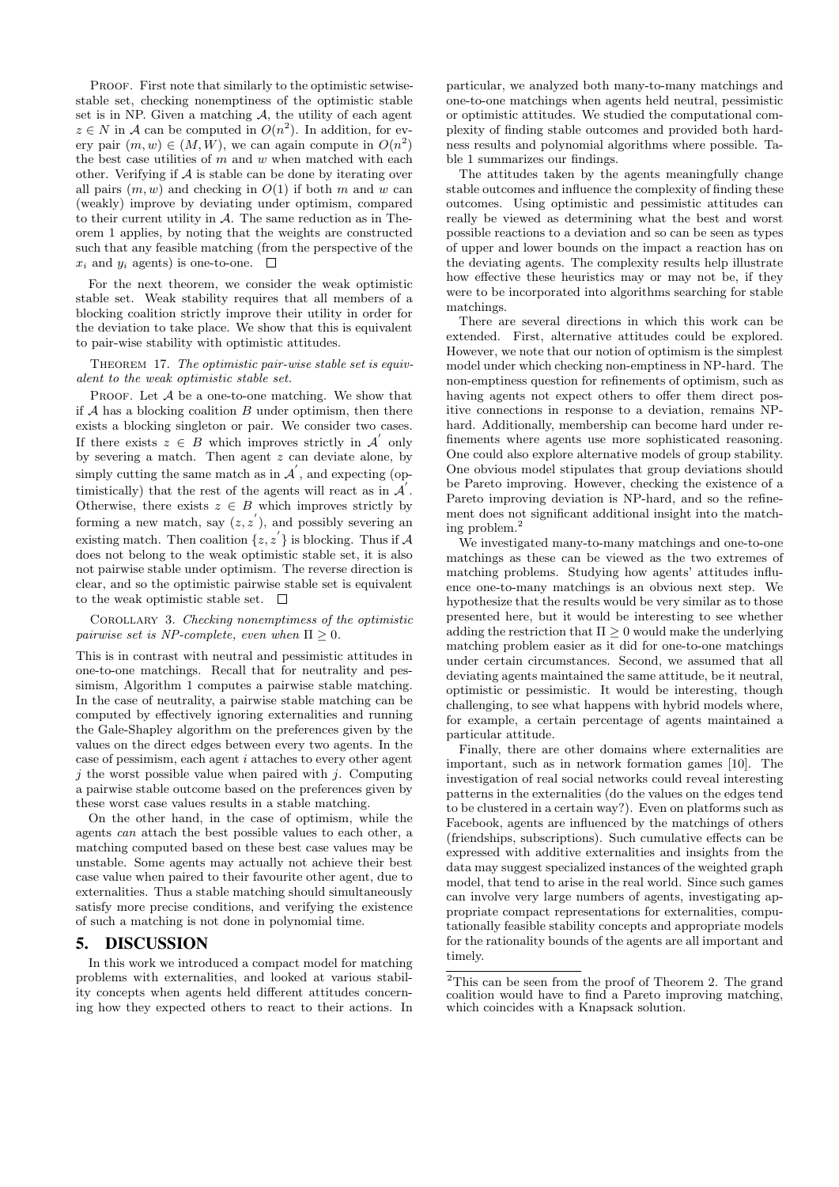PROOF. First note that similarly to the optimistic setwise-stable set, checking nonemptiness of the optimistic stable set is in NP. Given a matching $\mathcal{A}$, the utility of each agent $z \in N$ in $\mathcal{A}$ can be computed in $O(n^2)$. In addition, for every pair $(m, w) \in (M, W)$, we can again compute in $O(n^2)$ the best case utilities of $m$ and $w$ when matched with each other. Verifying if $\mathcal{A}$ is stable can be done by iterating over all pairs $(m, w)$ and checking in $O(1)$ if both $m$ and $w$ can (weakly) improve by deviating under optimism, compared to their current utility in $\mathcal{A}$. The same reduction as in Theorem 1 applies, by noting that the weights are constructed such that any feasible matching (from the perspective of the $x_i$ and $y_i$ agents) is one-to-one. □

For the next theorem, we consider the weak optimistic stable set. Weak stability requires that all members of a blocking coalition strictly improve their utility in order for the deviation to take place. We show that this is equivalent to pair-wise stability with optimistic attitudes.

THEOREM 17. *The optimistic pair-wise stable set is equivalent to the weak optimistic stable set.*

PROOF. Let $\mathcal{A}$ be a one-to-one matching. We show that if $\mathcal{A}$ has a blocking coalition $B$ under optimism, then there exists a blocking singleton or pair. We consider two cases. If there exists $z \in B$ which improves strictly in $\mathcal{A}^{'}$ only by severing a match. Then agent $z$ can deviate alone, by simply cutting the same match as in $\mathcal{A}^{'}$, and expecting (optimistically) that the rest of the agents will react as in $\mathcal{A}^{'}$. Otherwise, there exists $z \in B$ which improves strictly by forming a new match, say $(z, z^{'})$, and possibly severing an existing match. Then coalition $\{z, z^{'}\}$ is blocking. Thus if $\mathcal{A}$ does not belong to the weak optimistic stable set, it is also not pairwise stable under optimism. The reverse direction is clear, and so the optimistic pairwise stable set is equivalent to the weak optimistic stable set. □

COROLLARY 3. *Checking nonemptimess of the optimistic pairwise set is NP-complete, even when $\Pi \geq 0$.*

This is in contrast with neutral and pessimistic attitudes in one-to-one matchings. Recall that for neutrality and pessimism, Algorithm 1 computes a pairwise stable matching. In the case of neutrality, a pairwise stable matching can be computed by effectively ignoring externalities and running the Gale-Shapley algorithm on the preferences given by the values on the direct edges between every two agents. In the case of pessimism, each agent $i$ attaches to every other agent $j$ the worst possible value when paired with $j$. Computing a pairwise stable outcome based on the preferences given by these worst case values results in a stable matching.

On the other hand, in the case of optimism, while the agents *can* attach the best possible values to each other, a matching computed based on these best case values may be unstable. Some agents may actually not achieve their best case value when paired to their favourite other agent, due to externalities. Thus a stable matching should simultaneously satisfy more precise conditions, and verifying the existence of such a matching is not done in polynomial time.

## 5. DISCUSSION

In this work we introduced a compact model for matching problems with externalities, and looked at various stability concepts when agents held different attitudes concerning how they expected others to react to their actions. In particular, we analyzed both many-to-many matchings and one-to-one matchings when agents held neutral, pessimistic or optimistic attitudes. We studied the computational complexity of finding stable outcomes and provided both hardness results and polynomial algorithms where possible. Table 1 summarizes our findings.

The attitudes taken by the agents meaningfully change stable outcomes and influence the complexity of finding these outcomes. Using optimistic and pessimistic attitudes can really be viewed as determining what the best and worst possible reactions to a deviation and so can be seen as types of upper and lower bounds on the impact a reaction has on the deviating agents. The complexity results help illustrate how effective these heuristics may or may not be, if they were to be incorporated into algorithms searching for stable matchings.

There are several directions in which this work can be extended. First, alternative attitudes could be explored. However, we note that our notion of optimism is the simplest model under which checking non-emptiness in NP-hard. The non-emptiness question for refinements of optimism, such as having agents not expect others to offer them direct positive connections in response to a deviation, remains NP-hard. Additionally, membership can become hard under refinements where agents use more sophisticated reasoning. One could also explore alternative models of group stability. One obvious model stipulates that group deviations should be Pareto improving. However, checking the existence of a Pareto improving deviation is NP-hard, and so the refinement does not significant additional insight into the matching problem.[2]

We investigated many-to-many matchings and one-to-one matchings as these can be viewed as the two extremes of matching problems. Studying how agents' attitudes influence one-to-many matchings is an obvious next step. We hypothesize that the results would be very similar as to those presented here, but it would be interesting to see whether adding the restriction that $\Pi \geq 0$ would make the underlying matching problem easier as it did for one-to-one matchings under certain circumstances. Second, we assumed that all deviating agents maintained the same attitude, be it neutral, optimistic or pessimistic. It would be interesting, though challenging, to see what happens with hybrid models where, for example, a certain percentage of agents maintained a particular attitude.

Finally, there are other domains where externalities are important, such as in network formation games [10]. The investigation of real social networks could reveal interesting patterns in the externalities (do the values on the edges tend to be clustered in a certain way?). Even on platforms such as Facebook, agents are influenced by the matchings of others (friendships, subscriptions). Such cumulative effects can be expressed with additive externalities and insights from the data may suggest specialized instances of the weighted graph model, that tend to arise in the real world. Since such games can involve very large numbers of agents, investigating appropriate compact representations for externalities, computationally feasible stability concepts and appropriate models for the rationality bounds of the agents are all important and timely.

[2]This can be seen from the proof of Theorem 2. The grand coalition would have to find a Pareto improving matching, which coincides with a Knapsack solution.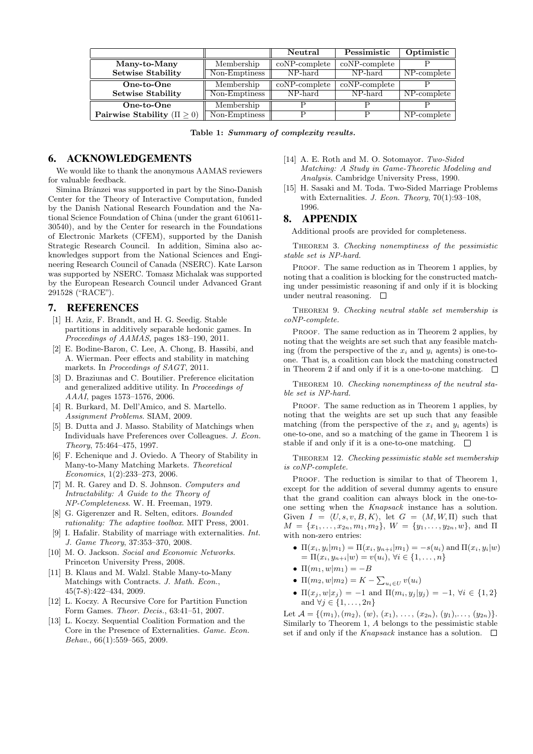| | | Neutral | Pessimistic | Optimistic |
|---|---|---|---|---|
| **Many-to-Many** | Membership | coNP-complete | coNP-complete | P |
| **Setwise Stability** | Non-Emptiness | NP-hard | NP-hard | NP-complete |
| **One-to-One** | Membership | coNP-complete | coNP-complete | P |
| **Setwise Stability** | Non-Emptiness | NP-hard | NP-hard | NP-complete |
| **One-to-One** | Membership | P | P | P |
| **Pairwise Stability ($\Pi \geq 0$)** | Non-Emptiness | P | P | NP-complete |

**Table 1: *Summary of complexity results.***

## 6. ACKNOWLEDGEMENTS

We would like to thank the anonymous AAMAS reviewers for valuable feedback.

Simina Brânzei was supported in part by the Sino-Danish Center for the Theory of Interactive Computation, funded by the Danish National Research Foundation and the National Science Foundation of China (under the grant 61061130540), and by the Center for research in the Foundations of Electronic Markets (CFEM), supported by the Danish Strategic Research Council. In addition, Simina also acknowledges support from the National Sciences and Engineering Research Council of Canada (NSERC). Kate Larson was supported by NSERC. Tomasz Michalak was supported by the European Research Council under Advanced Grant 291528 ("RACE").

## 7. REFERENCES

[1] H. Aziz, F. Brandt, and H. G. Seedig. Stable partitions in additively separable hedonic games. In *Proceedings of AAMAS*, pages 183–190, 2011.

[2] E. Bodine-Baron, C. Lee, A. Chong, B. Hassibi, and A. Wierman. Peer effects and stability in matching markets. In *Proceedings of SAGT*, 2011.

[3] D. Braziunas and C. Boutilier. Preference elicitation and generalized additive utility. In *Proceedings of AAAI*, pages 1573–1576, 2006.

[4] R. Burkard, M. Dell'Amico, and S. Martello. *Assignment Problems*. SIAM, 2009.

[5] B. Dutta and J. Masso. Stability of Matchings when Individuals have Preferences over Colleagues. *J. Econ. Theory*, 75:464–475, 1997.

[6] F. Echenique and J. Oviedo. A Theory of Stability in Many-to-Many Matching Markets. *Theoretical Economics*, 1(2):233–273, 2006.

[7] M. R. Garey and D. S. Johnson. *Computers and Intractability: A Guide to the Theory of NP-Completeness*. W. H. Freeman, 1979.

[8] G. Gigerenzer and R. Selten, editors. *Bounded rationality: The adaptive toolbox*. MIT Press, 2001.

[9] I. Hafalir. Stability of marriage with externalities. *Int. J. Game Theory*, 37:353–370, 2008.

[10] M. O. Jackson. *Social and Economic Networks*. Princeton University Press, 2008.

[11] B. Klaus and M. Walzl. Stable Many-to-Many Matchings with Contracts. *J. Math. Econ.*, 45(7-8):422–434, 2009.

[12] L. Koczy. A Recursive Core for Partition Function Form Games. *Theor. Decis.*, 63:41–51, 2007.

[13] L. Koczy. Sequential Coalition Formation and the Core in the Presence of Externalities. *Game. Econ. Behav.*, 66(1):559–565, 2009.

[14] A. E. Roth and M. O. Sotomayor. *Two-Sided Matching: A Study in Game-Theoretic Modeling and Analysis*. Cambridge University Press, 1990.

[15] H. Sasaki and M. Toda. Two-Sided Marriage Problems with Externalities. *J. Econ. Theory*, 70(1):93–108, 1996.

## 8. APPENDIX

Additional proofs are provided for completeness.

THEOREM 3. *Checking nonemptiness of the pessimistic stable set is NP-hard.*

PROOF. The same reduction as in Theorem 1 applies, by noting that a coalition is blocking for the constructed matching under pessimistic reasoning if and only if it is blocking under neutral reasoning. □

THEOREM 9. *Checking neutral stable set membership is coNP-complete.*

PROOF. The same reduction as in Theorem 2 applies, by noting that the weights are set such that any feasible matching (from the perspective of the $x_i$ and $y_i$ agents) is one-to-one. That is, a coalition can block the matching constructed in Theorem 2 if and only if it is a one-to-one matching. □

THEOREM 10. *Checking nonemptiness of the neutral stable set is NP-hard.*

PROOF. The same reduction as in Theorem 1 applies, by noting that the weights are set up such that any feasible matching (from the perspective of the $x_i$ and $y_i$ agents) is one-to-one, and so a matching of the game in Theorem 1 is stable if and only if it is a one-to-one matching. □

THEOREM 12. *Checking pessimistic stable set membership is coNP-complete.*

PROOF. The reduction is similar to that of Theorem 1, except for the addition of several dummy agents to ensure that the grand coalition can always block in the one-to-one setting when the *Knapsack* instance has a solution. Given $I = \langle U, s, v, B, K \rangle$, let $G = (M, W, \Pi)$ such that $M = \{x_1, \ldots, x_{2n}, m_1, m_2\}$, $W = \{y_1, \ldots, y_{2n}, w\}$, and $\Pi$ with non-zero entries:

- $\Pi(x_i, y_i|m_1) = \Pi(x_i, y_{n+i}|m_1) = -s(u_i)$ and $\Pi(x_i, y_i|w) = \Pi(x_i, y_{n+i}|w) = v(u_i)$, $\forall i \in \{1, \ldots, n\}$
- $\Pi(m_1, w|m_1) = -B$
- $\Pi(m_2, w|m_2) = K - \sum_{u_i \in U} v(u_i)$
- $\Pi(x_j, w|x_j) = -1$ and $\Pi(m_i, y_j|y_j) = -1$, $\forall i \in \{1, 2\}$ and $\forall j \in \{1, \ldots, 2n\}$

Let $\mathcal{A} = \{(m_1), (m_2), (w), (x_1), \ldots, (x_{2n}), (y_1), \ldots, (y_{2n})\}$. Similarly to Theorem 1, $A$ belongs to the pessimistic stable set if and only if the *Knapsack* instance has a solution. □